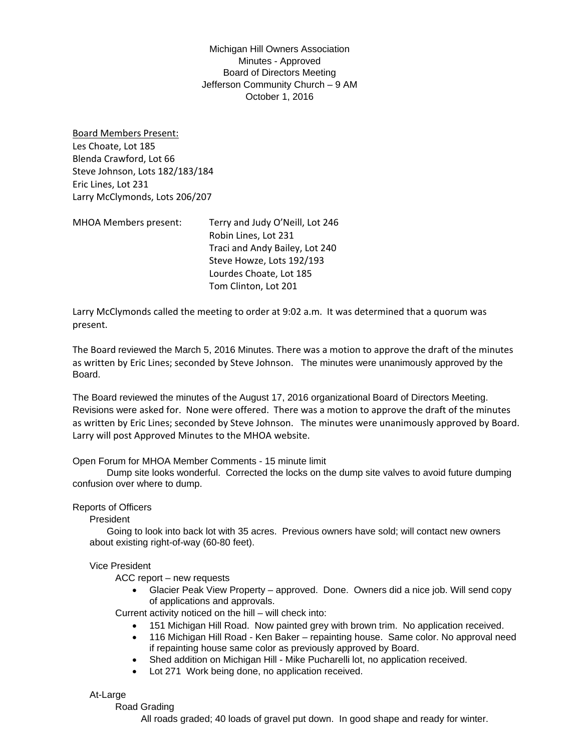Michigan Hill Owners Association
Minutes - Approved
Board of Directors Meeting
Jefferson Community Church – 9 AM
October 1, 2016

Board Members Present:
Les Choate, Lot 185
Blenda Crawford, Lot 66
Steve Johnson, Lots 182/183/184
Eric Lines, Lot 231
Larry McClymonds, Lots 206/207

MHOA Members present:
Terry and Judy O'Neill, Lot 246
Robin Lines, Lot 231
Traci and Andy Bailey, Lot 240
Steve Howze, Lots 192/193
Lourdes Choate, Lot 185
Tom Clinton, Lot 201

Larry McClymonds called the meeting to order at 9:02 a.m. It was determined that a quorum was present.

The Board reviewed the March 5, 2016 Minutes. There was a motion to approve the draft of the minutes as written by Eric Lines; seconded by Steve Johnson. The minutes were unanimously approved by the Board.

The Board reviewed the minutes of the August 17, 2016 organizational Board of Directors Meeting. Revisions were asked for. None were offered. There was a motion to approve the draft of the minutes as written by Eric Lines; seconded by Steve Johnson. The minutes were unanimously approved by Board. Larry will post Approved Minutes to the MHOA website.

Open Forum for MHOA Member Comments - 15 minute limit

Dump site looks wonderful. Corrected the locks on the dump site valves to avoid future dumping confusion over where to dump.

Reports of Officers

President

Going to look into back lot with 35 acres. Previous owners have sold; will contact new owners about existing right-of-way (60-80 feet).

Vice President

ACC report – new requests

- Glacier Peak View Property – approved. Done. Owners did a nice job. Will send copy of applications and approvals.

Current activity noticed on the hill – will check into:

- 151 Michigan Hill Road. Now painted grey with brown trim. No application received.
- 116 Michigan Hill Road - Ken Baker – repainting house. Same color. No approval need if repainting house same color as previously approved by Board.
- Shed addition on Michigan Hill - Mike Pucharelli lot, no application received.
- Lot 271 Work being done, no application received.

At-Large

Road Grading

All roads graded; 40 loads of gravel put down. In good shape and ready for winter.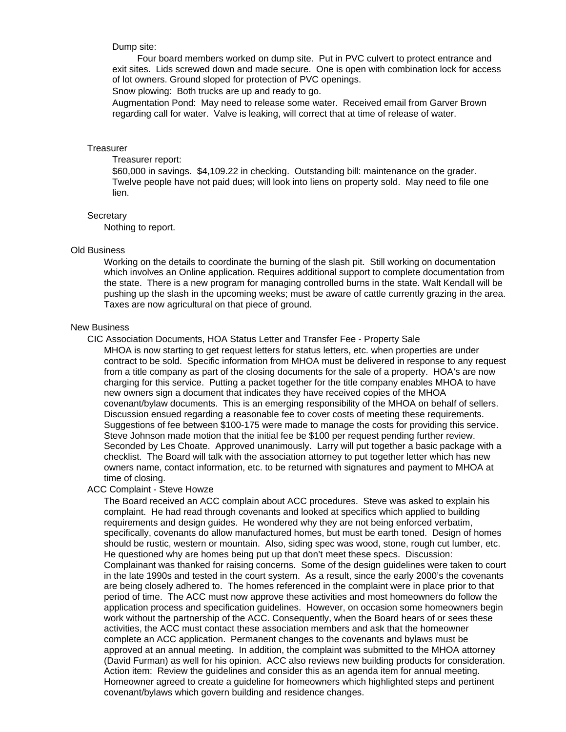Dump site:

Four board members worked on dump site. Put in PVC culvert to protect entrance and exit sites. Lids screwed down and made secure. One is open with combination lock for access of lot owners. Ground sloped for protection of PVC openings.

Snow plowing: Both trucks are up and ready to go.

Augmentation Pond: May need to release some water. Received email from Garver Brown regarding call for water. Valve is leaking, will correct that at time of release of water.

### Treasurer

Treasurer report:

$60,000 in savings. $4,109.22 in checking. Outstanding bill: maintenance on the grader. Twelve people have not paid dues; will look into liens on property sold. May need to file one lien.

### Secretary

Nothing to report.

## Old Business

Working on the details to coordinate the burning of the slash pit. Still working on documentation which involves an Online application. Requires additional support to complete documentation from the state. There is a new program for managing controlled burns in the state. Walt Kendall will be pushing up the slash in the upcoming weeks; must be aware of cattle currently grazing in the area. Taxes are now agricultural on that piece of ground.

## New Business

### CIC Association Documents, HOA Status Letter and Transfer Fee - Property Sale

MHOA is now starting to get request letters for status letters, etc. when properties are under contract to be sold. Specific information from MHOA must be delivered in response to any request from a title company as part of the closing documents for the sale of a property. HOA's are now charging for this service. Putting a packet together for the title company enables MHOA to have new owners sign a document that indicates they have received copies of the MHOA covenant/bylaw documents. This is an emerging responsibility of the MHOA on behalf of sellers. Discussion ensued regarding a reasonable fee to cover costs of meeting these requirements. Suggestions of fee between $100-175 were made to manage the costs for providing this service. Steve Johnson made motion that the initial fee be $100 per request pending further review. Seconded by Les Choate. Approved unanimously. Larry will put together a basic package with a checklist. The Board will talk with the association attorney to put together letter which has new owners name, contact information, etc. to be returned with signatures and payment to MHOA at time of closing.

### ACC Complaint - Steve Howze

The Board received an ACC complain about ACC procedures. Steve was asked to explain his complaint. He had read through covenants and looked at specifics which applied to building requirements and design guides. He wondered why they are not being enforced verbatim, specifically, covenants do allow manufactured homes, but must be earth toned. Design of homes should be rustic, western or mountain. Also, siding spec was wood, stone, rough cut lumber, etc. He questioned why are homes being put up that don't meet these specs. Discussion: Complainant was thanked for raising concerns. Some of the design guidelines were taken to court in the late 1990s and tested in the court system. As a result, since the early 2000's the covenants are being closely adhered to. The homes referenced in the complaint were in place prior to that period of time. The ACC must now approve these activities and most homeowners do follow the application process and specification guidelines. However, on occasion some homeowners begin work without the partnership of the ACC. Consequently, when the Board hears of or sees these activities, the ACC must contact these association members and ask that the homeowner complete an ACC application. Permanent changes to the covenants and bylaws must be approved at an annual meeting. In addition, the complaint was submitted to the MHOA attorney (David Furman) as well for his opinion. ACC also reviews new building products for consideration. Action item: Review the guidelines and consider this as an agenda item for annual meeting. Homeowner agreed to create a guideline for homeowners which highlighted steps and pertinent covenant/bylaws which govern building and residence changes.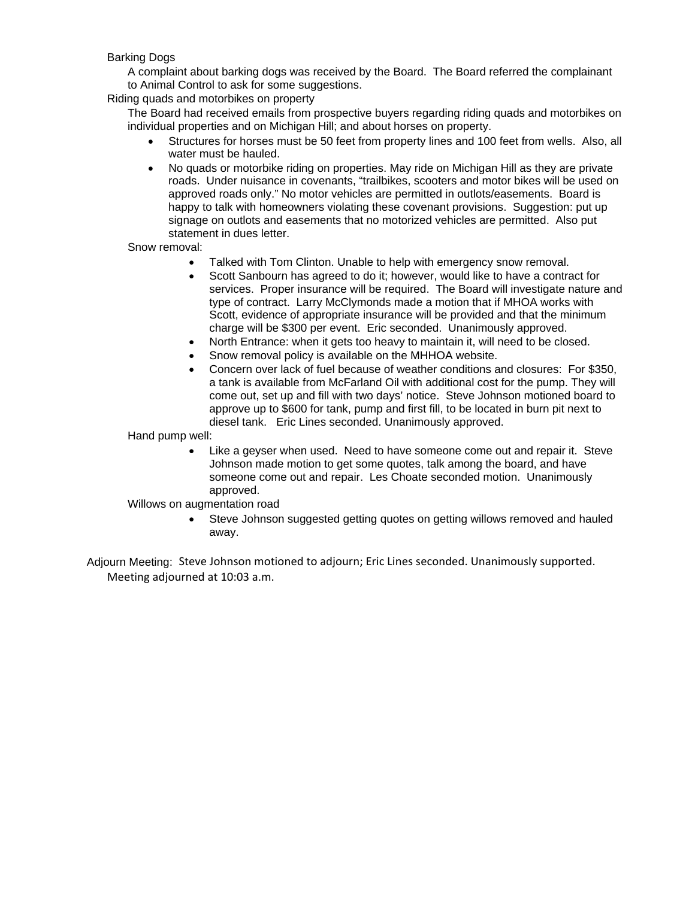Barking Dogs

A complaint about barking dogs was received by the Board. The Board referred the complainant to Animal Control to ask for some suggestions.

Riding quads and motorbikes on property

The Board had received emails from prospective buyers regarding riding quads and motorbikes on individual properties and on Michigan Hill; and about horses on property.

- Structures for horses must be 50 feet from property lines and 100 feet from wells. Also, all water must be hauled.
- No quads or motorbike riding on properties. May ride on Michigan Hill as they are private roads. Under nuisance in covenants, "trailbikes, scooters and motor bikes will be used on approved roads only." No motor vehicles are permitted in outlots/easements. Board is happy to talk with homeowners violating these covenant provisions. Suggestion: put up signage on outlots and easements that no motorized vehicles are permitted. Also put statement in dues letter.

Snow removal:

- Talked with Tom Clinton. Unable to help with emergency snow removal.
- Scott Sanbourn has agreed to do it; however, would like to have a contract for services. Proper insurance will be required. The Board will investigate nature and type of contract. Larry McClymonds made a motion that if MHOA works with Scott, evidence of appropriate insurance will be provided and that the minimum charge will be $300 per event. Eric seconded. Unanimously approved.
- North Entrance: when it gets too heavy to maintain it, will need to be closed.
- Snow removal policy is available on the MHHOA website.
- Concern over lack of fuel because of weather conditions and closures: For $350, a tank is available from McFarland Oil with additional cost for the pump. They will come out, set up and fill with two days' notice. Steve Johnson motioned board to approve up to $600 for tank, pump and first fill, to be located in burn pit next to diesel tank. Eric Lines seconded. Unanimously approved.

Hand pump well:

- Like a geyser when used. Need to have someone come out and repair it. Steve Johnson made motion to get some quotes, talk among the board, and have someone come out and repair. Les Choate seconded motion. Unanimously approved.

Willows on augmentation road

- Steve Johnson suggested getting quotes on getting willows removed and hauled away.

Adjourn Meeting: Steve Johnson motioned to adjourn; Eric Lines seconded. Unanimously supported. Meeting adjourned at 10:03 a.m.